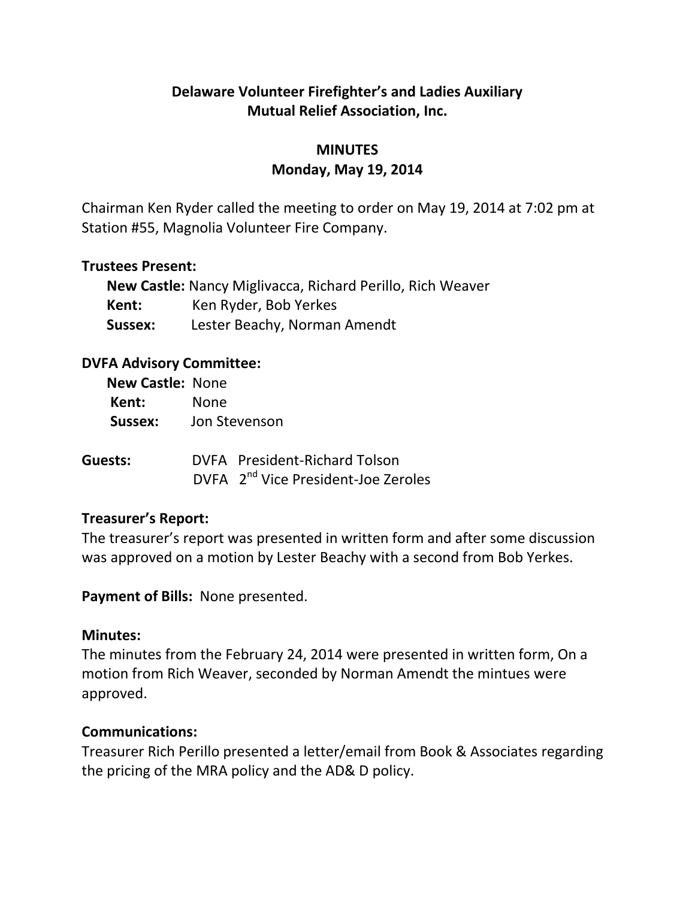# Delaware Volunteer Firefighter's and Ladies Auxiliary Mutual Relief Association, Inc.

## MINUTES
## Monday, May 19, 2014

Chairman Ken Ryder called the meeting to order on May 19, 2014 at 7:02 pm at Station #55, Magnolia Volunteer Fire Company.

**Trustees Present:**

**New Castle:** Nancy Miglivacca, Richard Perillo, Rich Weaver
**Kent:** Ken Ryder, Bob Yerkes
**Sussex:** Lester Beachy, Norman Amendt

**DVFA Advisory Committee:**

**New Castle:** None
**Kent:** None
**Sussex:** Jon Stevenson

**Guests:** DVFA President-Richard Tolson
DVFA 2nd Vice President-Joe Zeroles

**Treasurer's Report:**
The treasurer's report was presented in written form and after some discussion was approved on a motion by Lester Beachy with a second from Bob Yerkes.

**Payment of Bills:** None presented.

**Minutes:**
The minutes from the February 24, 2014 were presented in written form, On a motion from Rich Weaver, seconded by Norman Amendt the mintues were approved.

**Communications:**
Treasurer Rich Perillo presented a letter/email from Book & Associates regarding the pricing of the MRA policy and the AD& D policy.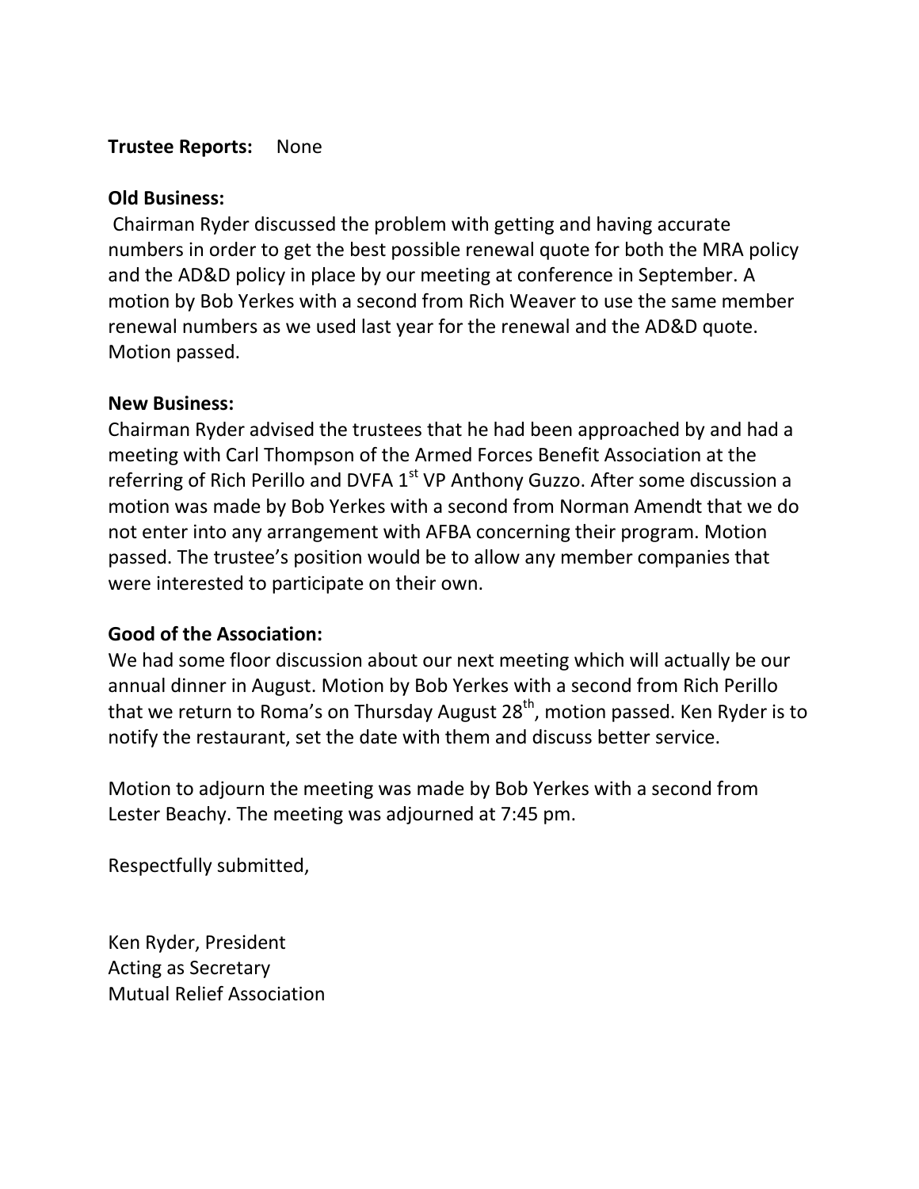**Trustee Reports:** None

**Old Business:**

Chairman Ryder discussed the problem with getting and having accurate numbers in order to get the best possible renewal quote for both the MRA policy and the AD&D policy in place by our meeting at conference in September. A motion by Bob Yerkes with a second from Rich Weaver to use the same member renewal numbers as we used last year for the renewal and the AD&D quote. Motion passed.

**New Business:**

Chairman Ryder advised the trustees that he had been approached by and had a meeting with Carl Thompson of the Armed Forces Benefit Association at the referring of Rich Perillo and DVFA 1st VP Anthony Guzzo. After some discussion a motion was made by Bob Yerkes with a second from Norman Amendt that we do not enter into any arrangement with AFBA concerning their program. Motion passed. The trustee's position would be to allow any member companies that were interested to participate on their own.

**Good of the Association:**

We had some floor discussion about our next meeting which will actually be our annual dinner in August. Motion by Bob Yerkes with a second from Rich Perillo that we return to Roma's on Thursday August 28th, motion passed. Ken Ryder is to notify the restaurant, set the date with them and discuss better service.

Motion to adjourn the meeting was made by Bob Yerkes with a second from Lester Beachy. The meeting was adjourned at 7:45 pm.

Respectfully submitted,

Ken Ryder, President
Acting as Secretary
Mutual Relief Association